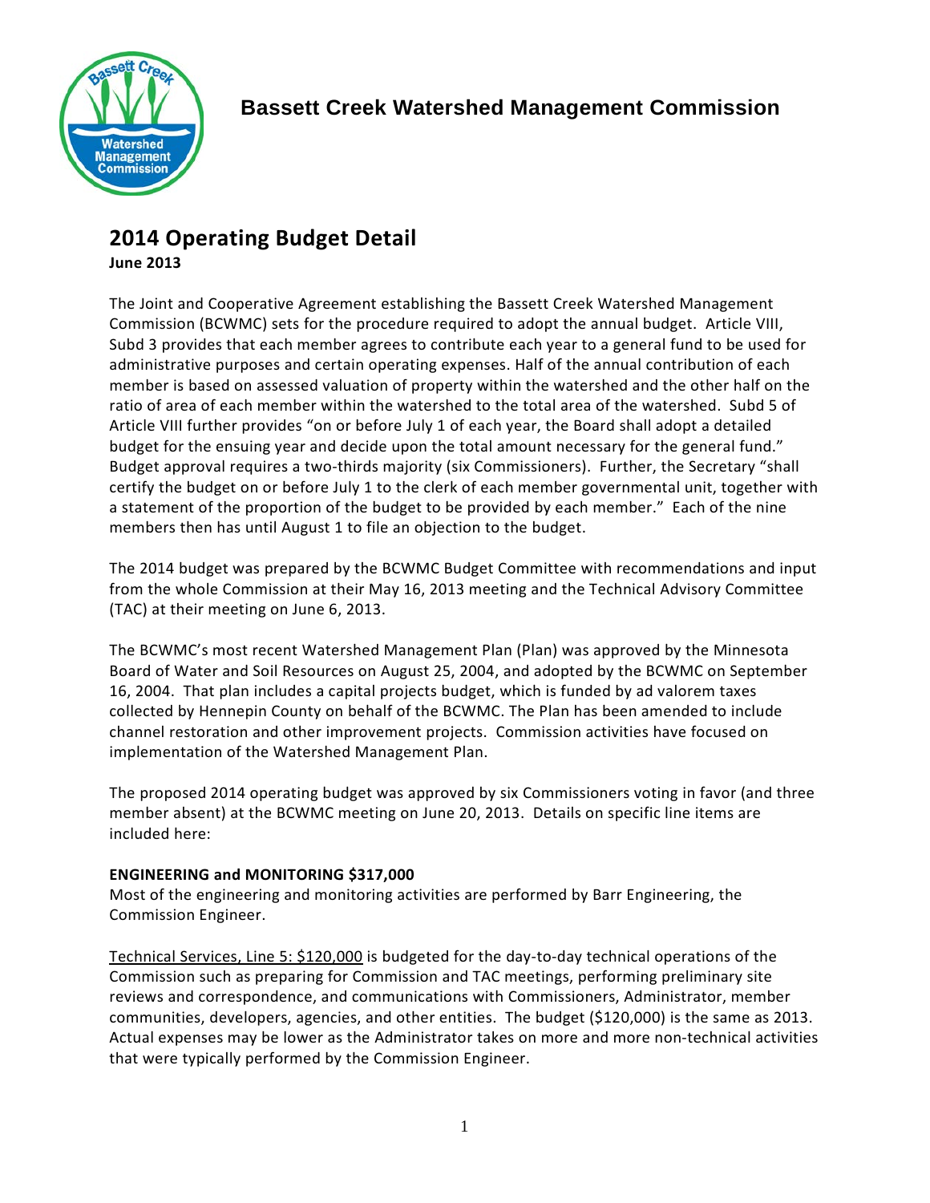# Bassett Creek Watershed Management Commission

## 2014 Operating Budget Detail

**June 2013**

The Joint and Cooperative Agreement establishing the Bassett Creek Watershed Management Commission (BCWMC) sets for the procedure required to adopt the annual budget. Article VIII, Subd 3 provides that each member agrees to contribute each year to a general fund to be used for administrative purposes and certain operating expenses. Half of the annual contribution of each member is based on assessed valuation of property within the watershed and the other half on the ratio of area of each member within the watershed to the total area of the watershed. Subd 5 of Article VIII further provides "on or before July 1 of each year, the Board shall adopt a detailed budget for the ensuing year and decide upon the total amount necessary for the general fund." Budget approval requires a two-thirds majority (six Commissioners). Further, the Secretary "shall certify the budget on or before July 1 to the clerk of each member governmental unit, together with a statement of the proportion of the budget to be provided by each member." Each of the nine members then has until August 1 to file an objection to the budget.

The 2014 budget was prepared by the BCWMC Budget Committee with recommendations and input from the whole Commission at their May 16, 2013 meeting and the Technical Advisory Committee (TAC) at their meeting on June 6, 2013.

The BCWMC's most recent Watershed Management Plan (Plan) was approved by the Minnesota Board of Water and Soil Resources on August 25, 2004, and adopted by the BCWMC on September 16, 2004. That plan includes a capital projects budget, which is funded by ad valorem taxes collected by Hennepin County on behalf of the BCWMC. The Plan has been amended to include channel restoration and other improvement projects. Commission activities have focused on implementation of the Watershed Management Plan.

The proposed 2014 operating budget was approved by six Commissioners voting in favor (and three member absent) at the BCWMC meeting on June 20, 2013. Details on specific line items are included here:

**ENGINEERING and MONITORING $317,000**

Most of the engineering and monitoring activities are performed by Barr Engineering, the Commission Engineer.

<u>Technical Services, Line 5: $120,000</u> is budgeted for the day-to-day technical operations of the Commission such as preparing for Commission and TAC meetings, performing preliminary site reviews and correspondence, and communications with Commissioners, Administrator, member communities, developers, agencies, and other entities. The budget ($120,000) is the same as 2013. Actual expenses may be lower as the Administrator takes on more and more non-technical activities that were typically performed by the Commission Engineer.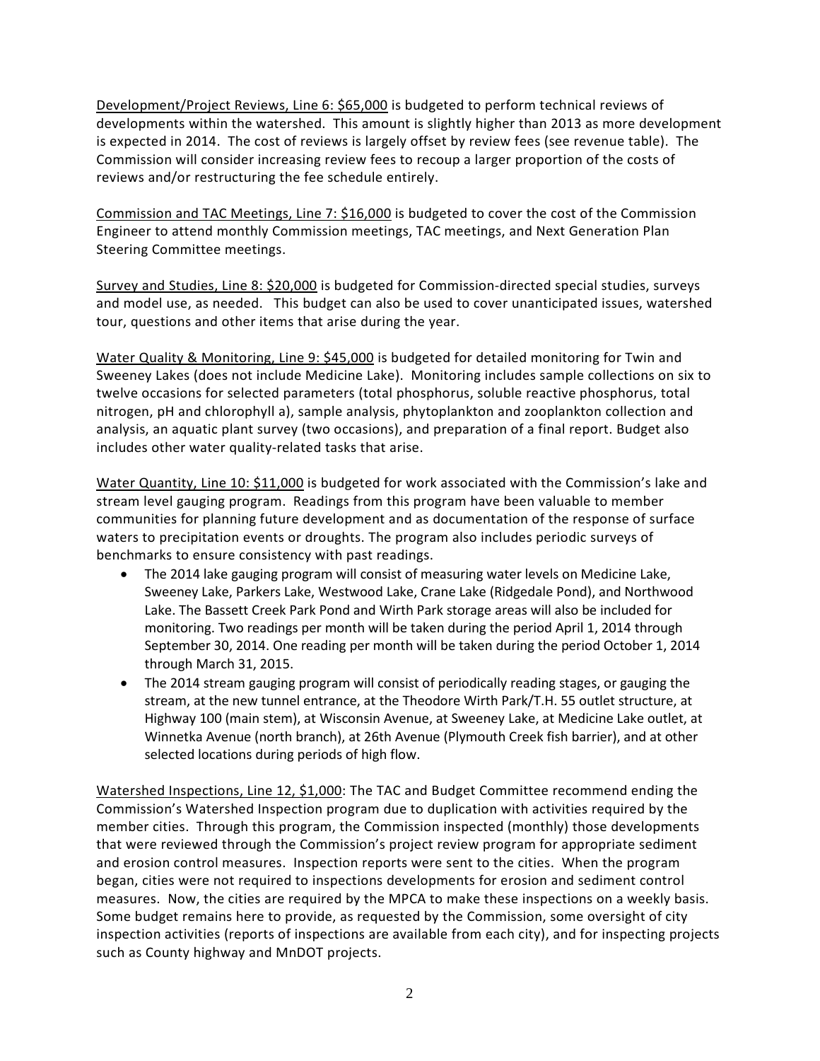<u>Development/Project Reviews, Line 6: $65,000</u> is budgeted to perform technical reviews of developments within the watershed. This amount is slightly higher than 2013 as more development is expected in 2014. The cost of reviews is largely offset by review fees (see revenue table). The Commission will consider increasing review fees to recoup a larger proportion of the costs of reviews and/or restructuring the fee schedule entirely.

<u>Commission and TAC Meetings, Line 7: $16,000</u> is budgeted to cover the cost of the Commission Engineer to attend monthly Commission meetings, TAC meetings, and Next Generation Plan Steering Committee meetings.

<u>Survey and Studies, Line 8: $20,000</u> is budgeted for Commission-directed special studies, surveys and model use, as needed. This budget can also be used to cover unanticipated issues, watershed tour, questions and other items that arise during the year.

<u>Water Quality & Monitoring, Line 9: $45,000</u> is budgeted for detailed monitoring for Twin and Sweeney Lakes (does not include Medicine Lake). Monitoring includes sample collections on six to twelve occasions for selected parameters (total phosphorus, soluble reactive phosphorus, total nitrogen, pH and chlorophyll a), sample analysis, phytoplankton and zooplankton collection and analysis, an aquatic plant survey (two occasions), and preparation of a final report. Budget also includes other water quality-related tasks that arise.

<u>Water Quantity, Line 10: $11,000</u> is budgeted for work associated with the Commission's lake and stream level gauging program. Readings from this program have been valuable to member communities for planning future development and as documentation of the response of surface waters to precipitation events or droughts. The program also includes periodic surveys of benchmarks to ensure consistency with past readings.

- The 2014 lake gauging program will consist of measuring water levels on Medicine Lake, Sweeney Lake, Parkers Lake, Westwood Lake, Crane Lake (Ridgedale Pond), and Northwood Lake. The Bassett Creek Park Pond and Wirth Park storage areas will also be included for monitoring. Two readings per month will be taken during the period April 1, 2014 through September 30, 2014. One reading per month will be taken during the period October 1, 2014 through March 31, 2015.
- The 2014 stream gauging program will consist of periodically reading stages, or gauging the stream, at the new tunnel entrance, at the Theodore Wirth Park/T.H. 55 outlet structure, at Highway 100 (main stem), at Wisconsin Avenue, at Sweeney Lake, at Medicine Lake outlet, at Winnetka Avenue (north branch), at 26th Avenue (Plymouth Creek fish barrier), and at other selected locations during periods of high flow.

<u>Watershed Inspections, Line 12, $1,000</u>: The TAC and Budget Committee recommend ending the Commission's Watershed Inspection program due to duplication with activities required by the member cities. Through this program, the Commission inspected (monthly) those developments that were reviewed through the Commission's project review program for appropriate sediment and erosion control measures. Inspection reports were sent to the cities. When the program began, cities were not required to inspections developments for erosion and sediment control measures. Now, the cities are required by the MPCA to make these inspections on a weekly basis. Some budget remains here to provide, as requested by the Commission, some oversight of city inspection activities (reports of inspections are available from each city), and for inspecting projects such as County highway and MnDOT projects.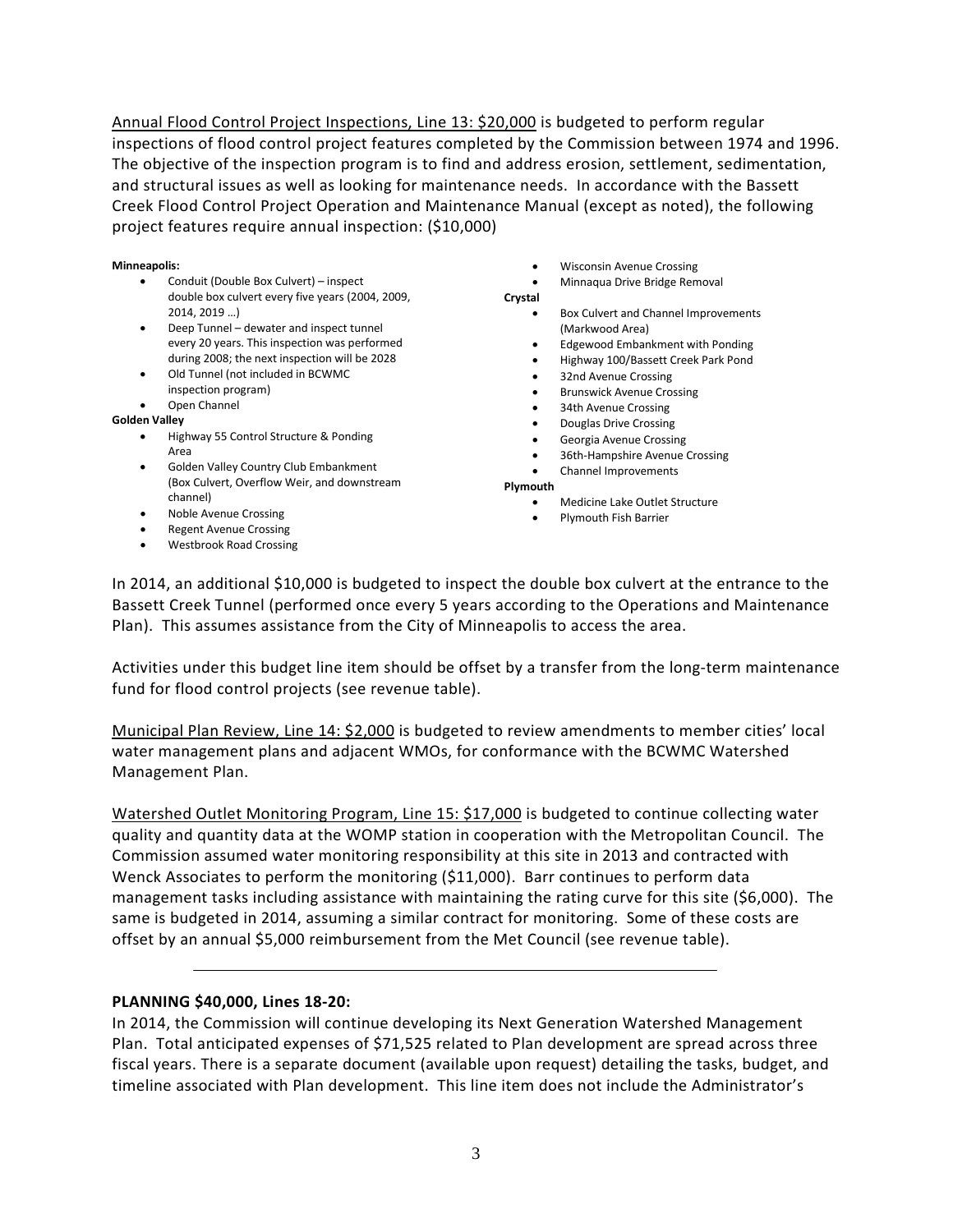Annual Flood Control Project Inspections, Line 13: $20,000 is budgeted to perform regular inspections of flood control project features completed by the Commission between 1974 and 1996. The objective of the inspection program is to find and address erosion, settlement, sedimentation, and structural issues as well as looking for maintenance needs. In accordance with the Bassett Creek Flood Control Project Operation and Maintenance Manual (except as noted), the following project features require annual inspection: ($10,000)

**Minneapolis:**

- Conduit (Double Box Culvert) – inspect double box culvert every five years (2004, 2009, 2014, 2019 …)
- Deep Tunnel – dewater and inspect tunnel every 20 years. This inspection was performed during 2008; the next inspection will be 2028
- Old Tunnel (not included in BCWMC inspection program)
- Open Channel

**Golden Valley**

- Highway 55 Control Structure & Ponding Area
- Golden Valley Country Club Embankment (Box Culvert, Overflow Weir, and downstream channel)
- Noble Avenue Crossing
- Regent Avenue Crossing
- Westbrook Road Crossing
- Wisconsin Avenue Crossing
- Minnaqua Drive Bridge Removal

**Crystal**

- Box Culvert and Channel Improvements (Markwood Area)
- Edgewood Embankment with Ponding
- Highway 100/Bassett Creek Park Pond
- 32nd Avenue Crossing
- Brunswick Avenue Crossing
- 34th Avenue Crossing
- Douglas Drive Crossing
- Georgia Avenue Crossing
- 36th-Hampshire Avenue Crossing
- Channel Improvements

**Plymouth**

- Medicine Lake Outlet Structure
- Plymouth Fish Barrier

In 2014, an additional $10,000 is budgeted to inspect the double box culvert at the entrance to the Bassett Creek Tunnel (performed once every 5 years according to the Operations and Maintenance Plan). This assumes assistance from the City of Minneapolis to access the area.

Activities under this budget line item should be offset by a transfer from the long-term maintenance fund for flood control projects (see revenue table).

Municipal Plan Review, Line 14: $2,000 is budgeted to review amendments to member cities' local water management plans and adjacent WMOs, for conformance with the BCWMC Watershed Management Plan.

Watershed Outlet Monitoring Program, Line 15: $17,000 is budgeted to continue collecting water quality and quantity data at the WOMP station in cooperation with the Metropolitan Council. The Commission assumed water monitoring responsibility at this site in 2013 and contracted with Wenck Associates to perform the monitoring ($11,000). Barr continues to perform data management tasks including assistance with maintaining the rating curve for this site ($6,000). The same is budgeted in 2014, assuming a similar contract for monitoring. Some of these costs are offset by an annual $5,000 reimbursement from the Met Council (see revenue table).

---

**PLANNING $40,000, Lines 18-20:**

In 2014, the Commission will continue developing its Next Generation Watershed Management Plan. Total anticipated expenses of $71,525 related to Plan development are spread across three fiscal years. There is a separate document (available upon request) detailing the tasks, budget, and timeline associated with Plan development. This line item does not include the Administrator's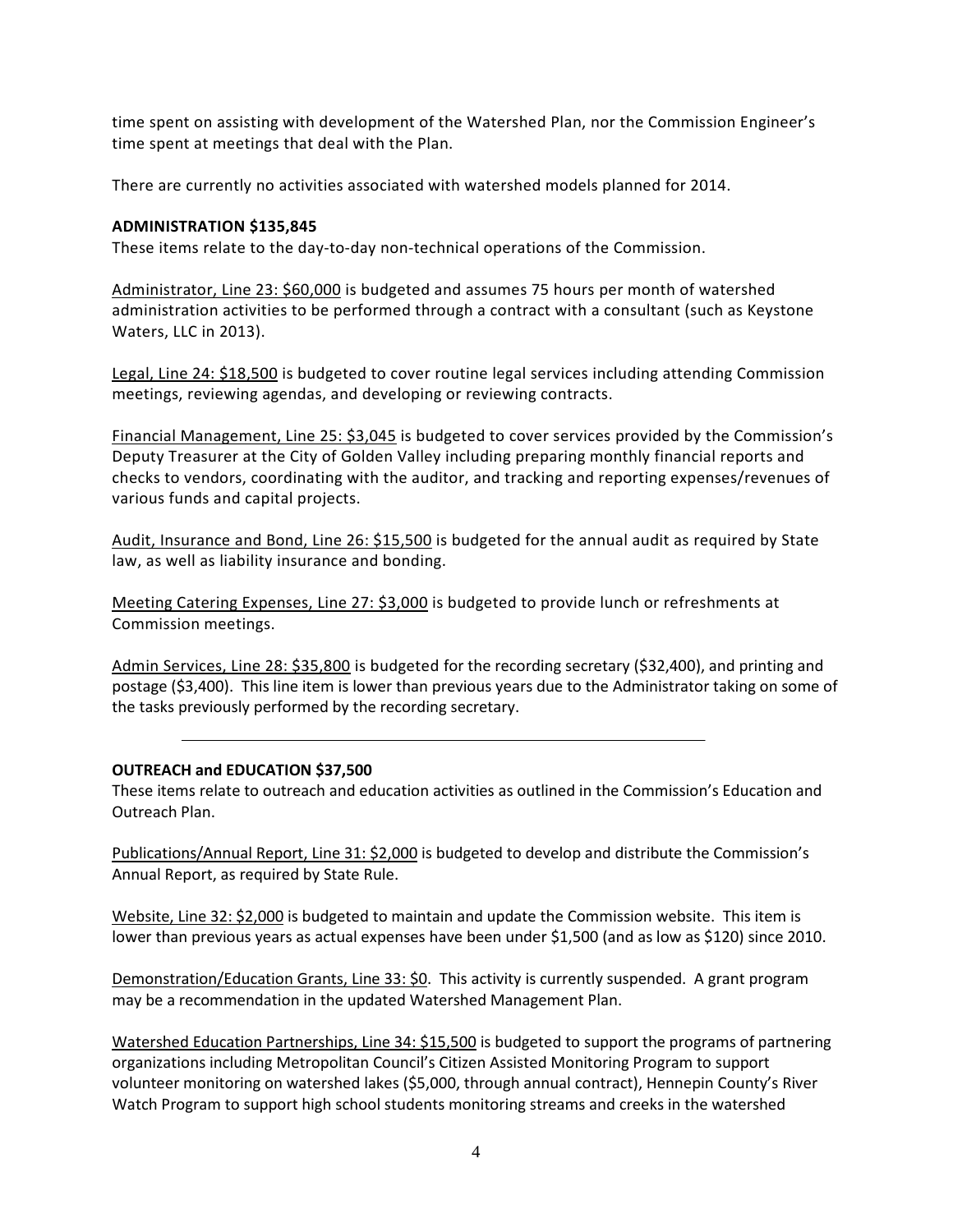time spent on assisting with development of the Watershed Plan, nor the Commission Engineer's time spent at meetings that deal with the Plan.

There are currently no activities associated with watershed models planned for 2014.

**ADMINISTRATION $135,845**

These items relate to the day-to-day non-technical operations of the Commission.

Administrator, Line 23: $60,000 is budgeted and assumes 75 hours per month of watershed administration activities to be performed through a contract with a consultant (such as Keystone Waters, LLC in 2013).

Legal, Line 24: $18,500 is budgeted to cover routine legal services including attending Commission meetings, reviewing agendas, and developing or reviewing contracts.

Financial Management, Line 25: $3,045 is budgeted to cover services provided by the Commission's Deputy Treasurer at the City of Golden Valley including preparing monthly financial reports and checks to vendors, coordinating with the auditor, and tracking and reporting expenses/revenues of various funds and capital projects.

Audit, Insurance and Bond, Line 26: $15,500 is budgeted for the annual audit as required by State law, as well as liability insurance and bonding.

Meeting Catering Expenses, Line 27: $3,000 is budgeted to provide lunch or refreshments at Commission meetings.

Admin Services, Line 28: $35,800 is budgeted for the recording secretary ($32,400), and printing and postage ($3,400). This line item is lower than previous years due to the Administrator taking on some of the tasks previously performed by the recording secretary.

---

**OUTREACH and EDUCATION $37,500**

These items relate to outreach and education activities as outlined in the Commission's Education and Outreach Plan.

Publications/Annual Report, Line 31: $2,000 is budgeted to develop and distribute the Commission's Annual Report, as required by State Rule.

Website, Line 32: $2,000 is budgeted to maintain and update the Commission website. This item is lower than previous years as actual expenses have been under $1,500 (and as low as $120) since 2010.

Demonstration/Education Grants, Line 33: $0. This activity is currently suspended. A grant program may be a recommendation in the updated Watershed Management Plan.

Watershed Education Partnerships, Line 34: $15,500 is budgeted to support the programs of partnering organizations including Metropolitan Council's Citizen Assisted Monitoring Program to support volunteer monitoring on watershed lakes ($5,000, through annual contract), Hennepin County's River Watch Program to support high school students monitoring streams and creeks in the watershed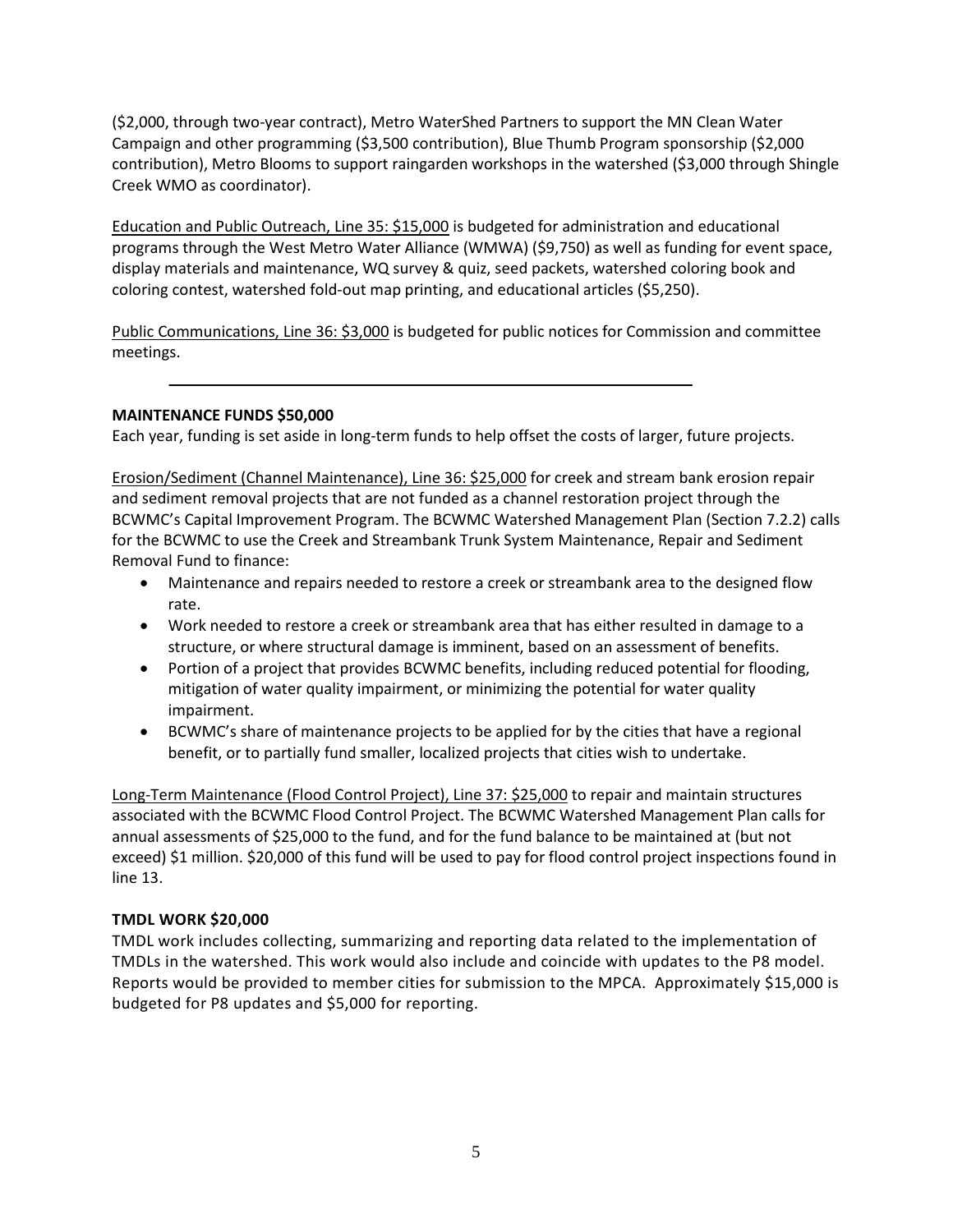($2,000, through two-year contract), Metro WaterShed Partners to support the MN Clean Water Campaign and other programming ($3,500 contribution), Blue Thumb Program sponsorship ($2,000 contribution), Metro Blooms to support raingarden workshops in the watershed ($3,000 through Shingle Creek WMO as coordinator).

Education and Public Outreach, Line 35: $15,000 is budgeted for administration and educational programs through the West Metro Water Alliance (WMWA) ($9,750) as well as funding for event space, display materials and maintenance, WQ survey & quiz, seed packets, watershed coloring book and coloring contest, watershed fold-out map printing, and educational articles ($5,250).

Public Communications, Line 36: $3,000 is budgeted for public notices for Commission and committee meetings.

---

**MAINTENANCE FUNDS $50,000**

Each year, funding is set aside in long-term funds to help offset the costs of larger, future projects.

Erosion/Sediment (Channel Maintenance), Line 36: $25,000 for creek and stream bank erosion repair and sediment removal projects that are not funded as a channel restoration project through the BCWMC's Capital Improvement Program. The BCWMC Watershed Management Plan (Section 7.2.2) calls for the BCWMC to use the Creek and Streambank Trunk System Maintenance, Repair and Sediment Removal Fund to finance:

- Maintenance and repairs needed to restore a creek or streambank area to the designed flow rate.
- Work needed to restore a creek or streambank area that has either resulted in damage to a structure, or where structural damage is imminent, based on an assessment of benefits.
- Portion of a project that provides BCWMC benefits, including reduced potential for flooding, mitigation of water quality impairment, or minimizing the potential for water quality impairment.
- BCWMC's share of maintenance projects to be applied for by the cities that have a regional benefit, or to partially fund smaller, localized projects that cities wish to undertake.

Long-Term Maintenance (Flood Control Project), Line 37: $25,000 to repair and maintain structures associated with the BCWMC Flood Control Project. The BCWMC Watershed Management Plan calls for annual assessments of $25,000 to the fund, and for the fund balance to be maintained at (but not exceed) $1 million. $20,000 of this fund will be used to pay for flood control project inspections found in line 13.

**TMDL WORK $20,000**

TMDL work includes collecting, summarizing and reporting data related to the implementation of TMDLs in the watershed. This work would also include and coincide with updates to the P8 model. Reports would be provided to member cities for submission to the MPCA. Approximately $15,000 is budgeted for P8 updates and $5,000 for reporting.